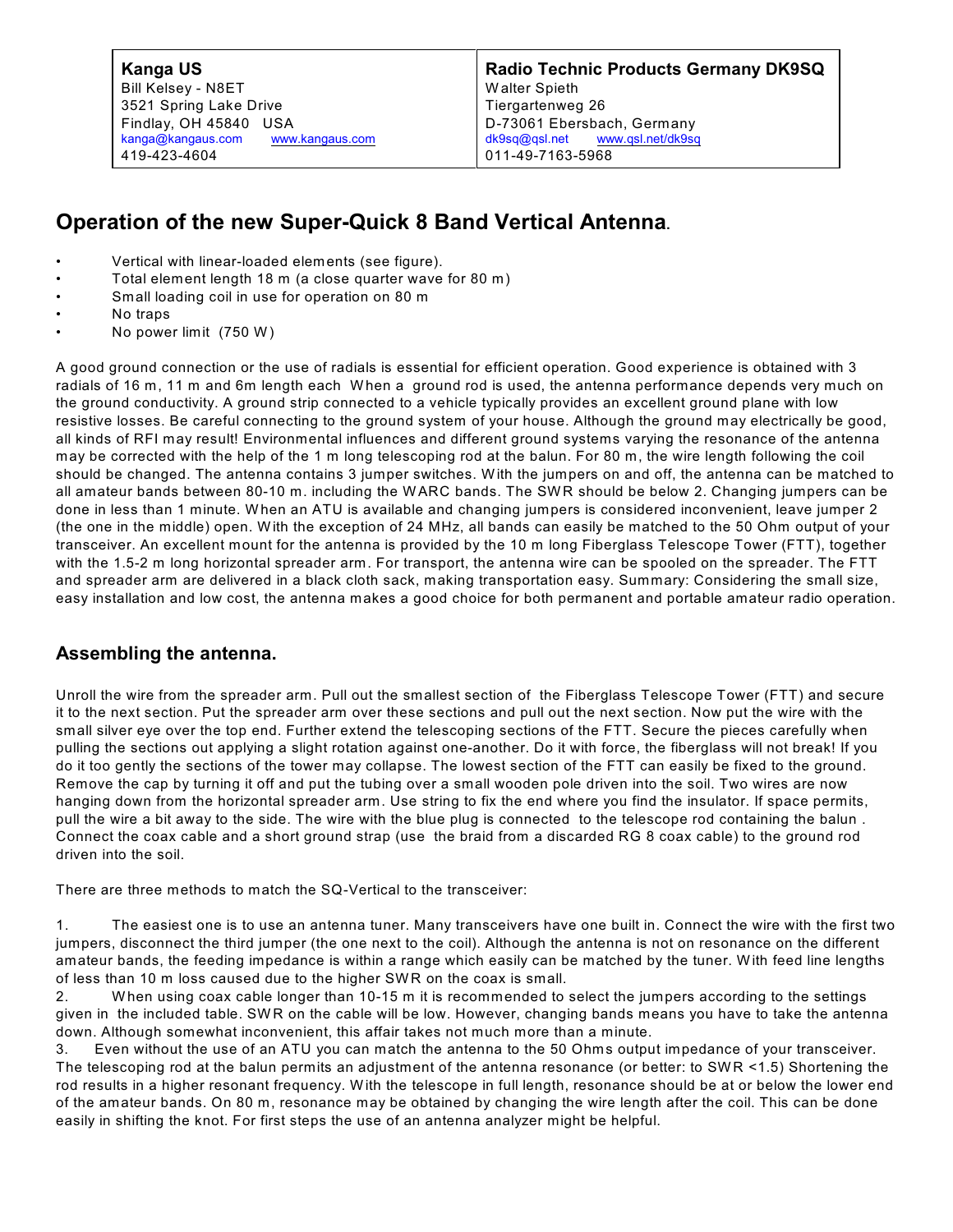| **Kanga US** | **Radio Technic Products Germany DK9SQ** |
| --- | --- |
| Bill Kelsey - N8ET | Walter Spieth |
| 3521 Spring Lake Drive | Tiergartenweg 26 |
| Findlay, OH 45840 USA | D-73061 Ebersbach, Germany |
| kanga@kangaus.com www.kangaus.com | dk9sq@qsl.net www.qsl.net/dk9sq |
| 419-423-4604 | 011-49-7163-5968 |

# Operation of the new Super-Quick 8 Band Vertical Antenna.

- Vertical with linear-loaded elements (see figure).
- Total element length 18 m (a close quarter wave for 80 m)
- Small loading coil in use for operation on 80 m
- No traps
- No power limit (750 W)

A good ground connection or the use of radials is essential for efficient operation. Good experience is obtained with 3 radials of 16 m, 11 m and 6m length each When a ground rod is used, the antenna performance depends very much on the ground conductivity. A ground strip connected to a vehicle typically provides an excellent ground plane with low resistive losses. Be careful connecting to the ground system of your house. Although the ground may electrically be good, all kinds of RFI may result! Environmental influences and different ground systems varying the resonance of the antenna may be corrected with the help of the 1 m long telescoping rod at the balun. For 80 m, the wire length following the coil should be changed. The antenna contains 3 jumper switches. With the jumpers on and off, the antenna can be matched to all amateur bands between 80-10 m. including the WARC bands. The SWR should be below 2. Changing jumpers can be done in less than 1 minute. When an ATU is available and changing jumpers is considered inconvenient, leave jumper 2 (the one in the middle) open. With the exception of 24 MHz, all bands can easily be matched to the 50 Ohm output of your transceiver. An excellent mount for the antenna is provided by the 10 m long Fiberglass Telescope Tower (FTT), together with the 1.5-2 m long horizontal spreader arm. For transport, the antenna wire can be spooled on the spreader. The FTT and spreader arm are delivered in a black cloth sack, making transportation easy. Summary: Considering the small size, easy installation and low cost, the antenna makes a good choice for both permanent and portable amateur radio operation.

## Assembling the antenna.

Unroll the wire from the spreader arm. Pull out the smallest section of the Fiberglass Telescope Tower (FTT) and secure it to the next section. Put the spreader arm over these sections and pull out the next section. Now put the wire with the small silver eye over the top end. Further extend the telescoping sections of the FTT. Secure the pieces carefully when pulling the sections out applying a slight rotation against one-another. Do it with force, the fiberglass will not break! If you do it too gently the sections of the tower may collapse. The lowest section of the FTT can easily be fixed to the ground. Remove the cap by turning it off and put the tubing over a small wooden pole driven into the soil. Two wires are now hanging down from the horizontal spreader arm. Use string to fix the end where you find the insulator. If space permits, pull the wire a bit away to the side. The wire with the blue plug is connected to the telescope rod containing the balun . Connect the coax cable and a short ground strap (use the braid from a discarded RG 8 coax cable) to the ground rod driven into the soil.

There are three methods to match the SQ-Vertical to the transceiver:

1. The easiest one is to use an antenna tuner. Many transceivers have one built in. Connect the wire with the first two jumpers, disconnect the third jumper (the one next to the coil). Although the antenna is not on resonance on the different amateur bands, the feeding impedance is within a range which easily can be matched by the tuner. With feed line lengths of less than 10 m loss caused due to the higher SWR on the coax is small.
2. When using coax cable longer than 10-15 m it is recommended to select the jumpers according to the settings given in the included table. SWR on the cable will be low. However, changing bands means you have to take the antenna down. Although somewhat inconvenient, this affair takes not much more than a minute.
3. Even without the use of an ATU you can match the antenna to the 50 Ohms output impedance of your transceiver. The telescoping rod at the balun permits an adjustment of the antenna resonance (or better: to SWR <1.5) Shortening the rod results in a higher resonant frequency. With the telescope in full length, resonance should be at or below the lower end of the amateur bands. On 80 m, resonance may be obtained by changing the wire length after the coil. This can be done easily in shifting the knot. For first steps the use of an antenna analyzer might be helpful.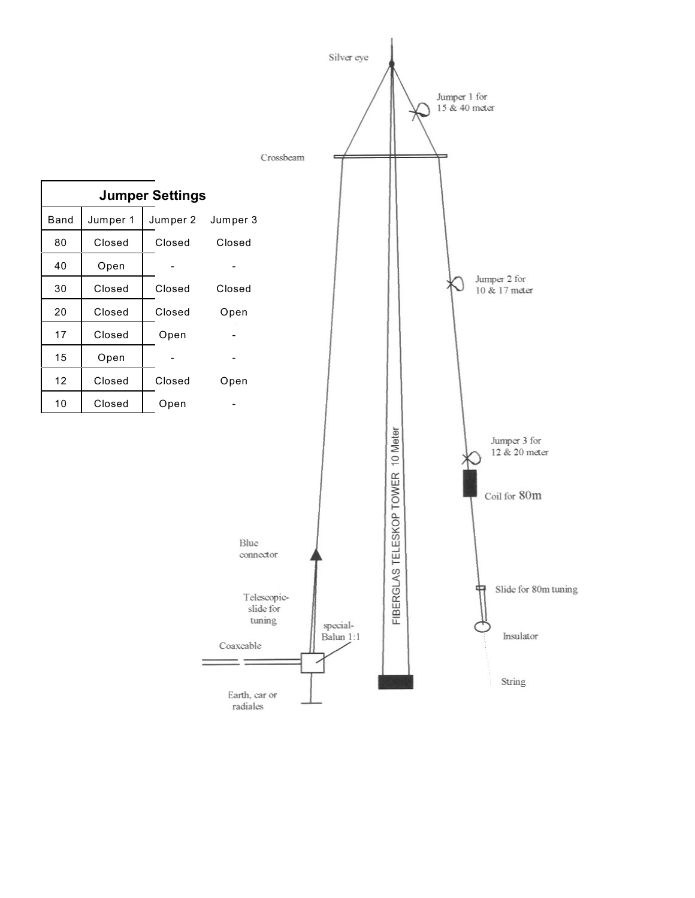## Jumper Settings

| Band | Jumper 1 | Jumper 2 | Jumper 3 |
| --- | --- | --- | --- |
| 80 | Closed | Closed | Closed |
| 40 | Open | - | - |
| 30 | Closed | Closed | Closed |
| 20 | Closed | Closed | Open |
| 17 | Closed | Open | - |
| 15 | Open | - | - |
| 12 | Closed | Closed | Open |
| 10 | Closed | Open | - |

Silver eye

Jumper 1 for 15 & 40 meter

Crossbeam

Jumper 2 for 10 & 17 meter

FIBERGLAS TELESKOP TOWER 10 Meter

Jumper 3 for 12 & 20 meter

Coil for 80m

Blue connector

Slide for 80m tuning

Telescopic-slide for tuning

Insulator

special-Balun 1:1

Coaxcable

String

Earth, car or radiales